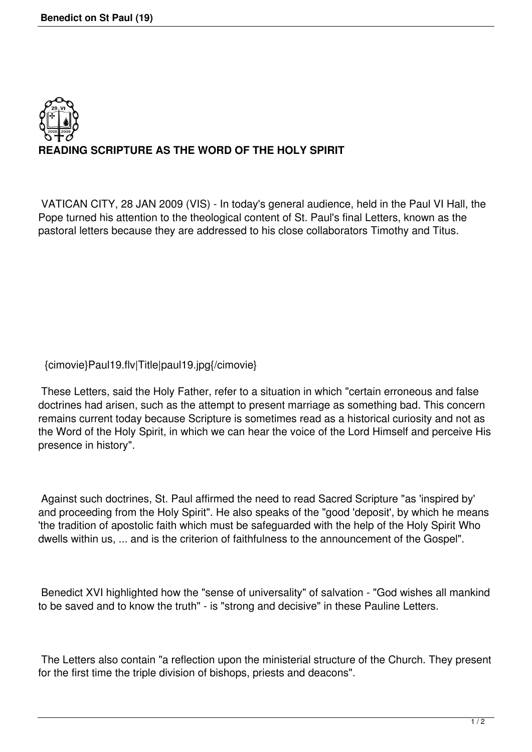# READING SCRIPTURE AS THE WORD OF THE HOLY SPIRIT

VATICAN CITY, 28 JAN 2009 (VIS) - In today's general audience, held in the Paul VI Hall, the Pope turned his attention to the theological content of St. Paul's final Letters, known as the pastoral letters because they are addressed to his close collaborators Timothy and Titus.

{cimovie}Paul19.flv|Title|paul19.jpg{/cimovie}

These Letters, said the Holy Father, refer to a situation in which "certain erroneous and false doctrines had arisen, such as the attempt to present marriage as something bad. This concern remains current today because Scripture is sometimes read as a historical curiosity and not as the Word of the Holy Spirit, in which we can hear the voice of the Lord Himself and perceive His presence in history".

Against such doctrines, St. Paul affirmed the need to read Sacred Scripture "as 'inspired by' and proceeding from the Holy Spirit". He also speaks of the "good 'deposit', by which he means 'the tradition of apostolic faith which must be safeguarded with the help of the Holy Spirit Who dwells within us, ... and is the criterion of faithfulness to the announcement of the Gospel".

Benedict XVI highlighted how the "sense of universality" of salvation - "God wishes all mankind to be saved and to know the truth" - is "strong and decisive" in these Pauline Letters.

The Letters also contain "a reflection upon the ministerial structure of the Church. They present for the first time the triple division of bishops, priests and deacons".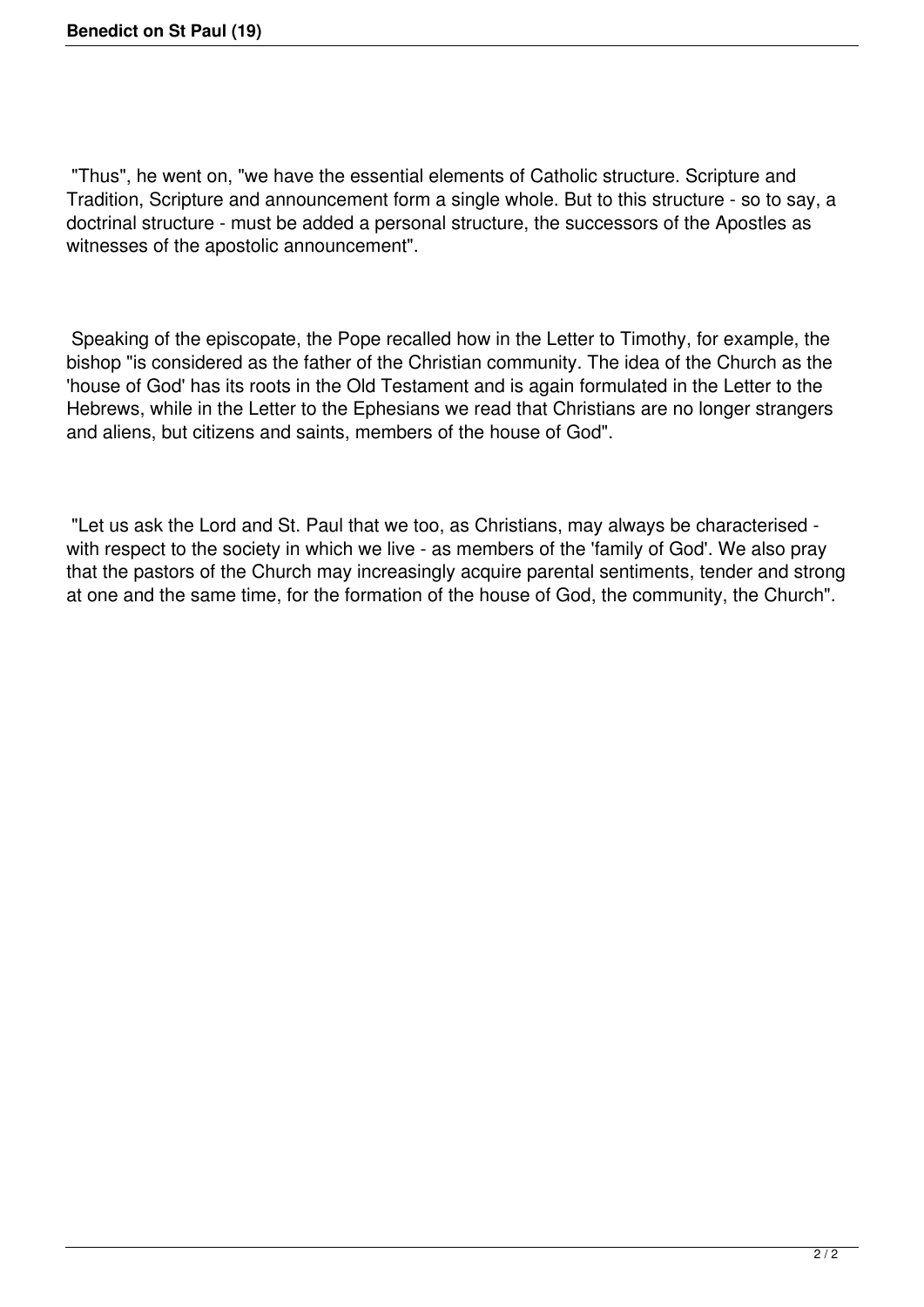"Thus", he went on, "we have the essential elements of Catholic structure. Scripture and Tradition, Scripture and announcement form a single whole. But to this structure - so to say, a doctrinal structure - must be added a personal structure, the successors of the Apostles as witnesses of the apostolic announcement".

Speaking of the episcopate, the Pope recalled how in the Letter to Timothy, for example, the bishop "is considered as the father of the Christian community. The idea of the Church as the 'house of God' has its roots in the Old Testament and is again formulated in the Letter to the Hebrews, while in the Letter to the Ephesians we read that Christians are no longer strangers and aliens, but citizens and saints, members of the house of God".

"Let us ask the Lord and St. Paul that we too, as Christians, may always be characterised - with respect to the society in which we live - as members of the 'family of God'. We also pray that the pastors of the Church may increasingly acquire parental sentiments, tender and strong at one and the same time, for the formation of the house of God, the community, the Church".